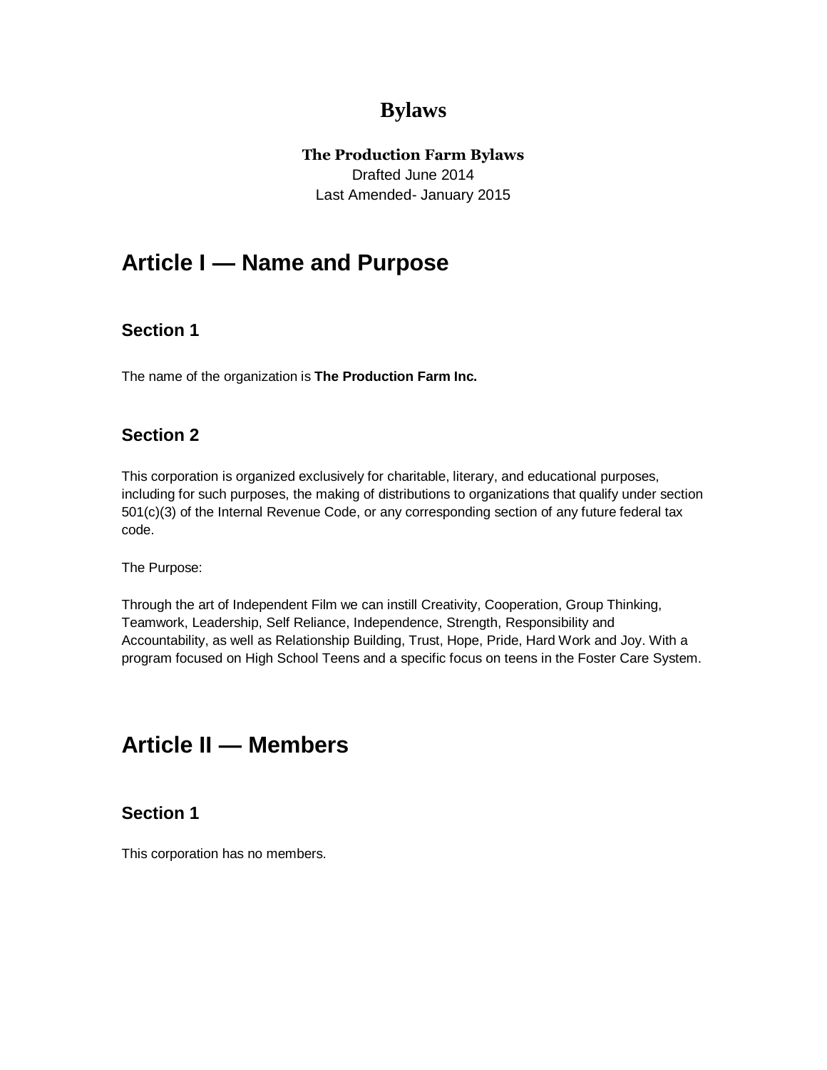# Bylaws

**The Production Farm Bylaws**
Drafted June 2014
Last Amended- January 2015

## Article I — Name and Purpose

### Section 1

The name of the organization is **The Production Farm Inc.**

### Section 2

This corporation is organized exclusively for charitable, literary, and educational purposes, including for such purposes, the making of distributions to organizations that qualify under section 501(c)(3) of the Internal Revenue Code, or any corresponding section of any future federal tax code.

The Purpose:

Through the art of Independent Film we can instill Creativity, Cooperation, Group Thinking, Teamwork, Leadership, Self Reliance, Independence, Strength, Responsibility and Accountability, as well as Relationship Building, Trust, Hope, Pride, Hard Work and Joy. With a program focused on High School Teens and a specific focus on teens in the Foster Care System.

## Article II — Members

### Section 1

This corporation has no members.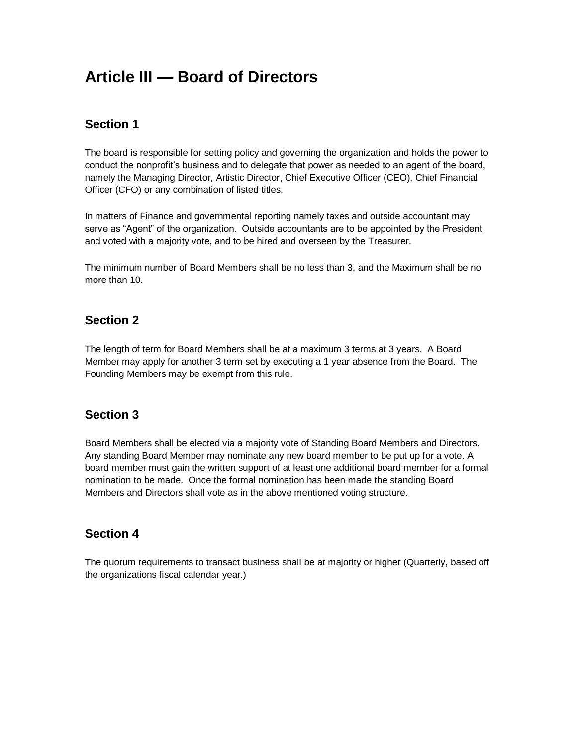# Article III — Board of Directors

## Section 1

The board is responsible for setting policy and governing the organization and holds the power to conduct the nonprofit's business and to delegate that power as needed to an agent of the board, namely the Managing Director, Artistic Director, Chief Executive Officer (CEO), Chief Financial Officer (CFO) or any combination of listed titles.

In matters of Finance and governmental reporting namely taxes and outside accountant may serve as "Agent" of the organization. Outside accountants are to be appointed by the President and voted with a majority vote, and to be hired and overseen by the Treasurer.

The minimum number of Board Members shall be no less than 3, and the Maximum shall be no more than 10.

## Section 2

The length of term for Board Members shall be at a maximum 3 terms at 3 years. A Board Member may apply for another 3 term set by executing a 1 year absence from the Board. The Founding Members may be exempt from this rule.

## Section 3

Board Members shall be elected via a majority vote of Standing Board Members and Directors. Any standing Board Member may nominate any new board member to be put up for a vote. A board member must gain the written support of at least one additional board member for a formal nomination to be made. Once the formal nomination has been made the standing Board Members and Directors shall vote as in the above mentioned voting structure.

## Section 4

The quorum requirements to transact business shall be at majority or higher (Quarterly, based off the organizations fiscal calendar year.)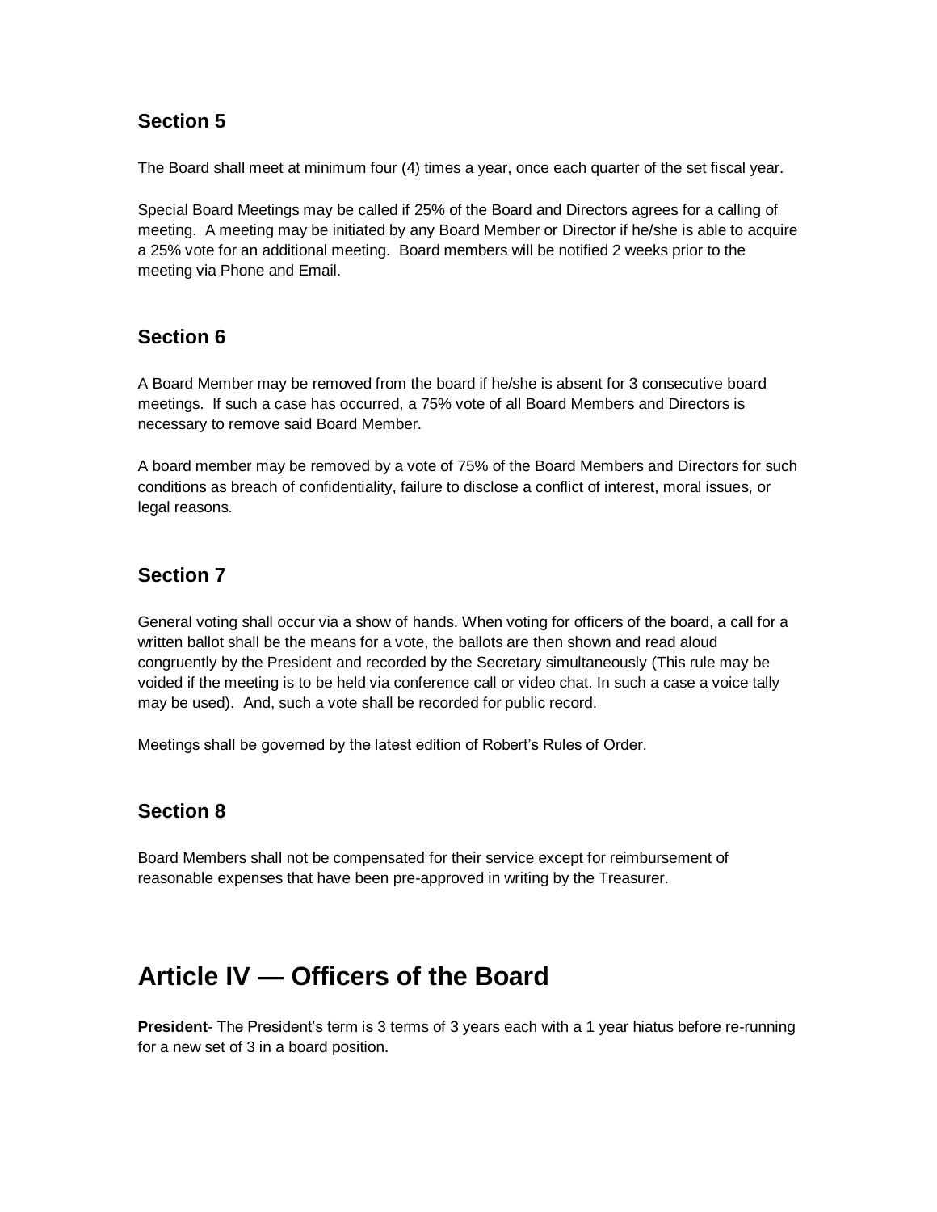### Section 5

The Board shall meet at minimum four (4) times a year, once each quarter of the set fiscal year.

Special Board Meetings may be called if 25% of the Board and Directors agrees for a calling of meeting. A meeting may be initiated by any Board Member or Director if he/she is able to acquire a 25% vote for an additional meeting. Board members will be notified 2 weeks prior to the meeting via Phone and Email.

### Section 6

A Board Member may be removed from the board if he/she is absent for 3 consecutive board meetings. If such a case has occurred, a 75% vote of all Board Members and Directors is necessary to remove said Board Member.

A board member may be removed by a vote of 75% of the Board Members and Directors for such conditions as breach of confidentiality, failure to disclose a conflict of interest, moral issues, or legal reasons.

### Section 7

General voting shall occur via a show of hands. When voting for officers of the board, a call for a written ballot shall be the means for a vote, the ballots are then shown and read aloud congruently by the President and recorded by the Secretary simultaneously (This rule may be voided if the meeting is to be held via conference call or video chat. In such a case a voice tally may be used). And, such a vote shall be recorded for public record.

Meetings shall be governed by the latest edition of Robert's Rules of Order.

### Section 8

Board Members shall not be compensated for their service except for reimbursement of reasonable expenses that have been pre-approved in writing by the Treasurer.

## Article IV — Officers of the Board

**President**- The President's term is 3 terms of 3 years each with a 1 year hiatus before re-running for a new set of 3 in a board position.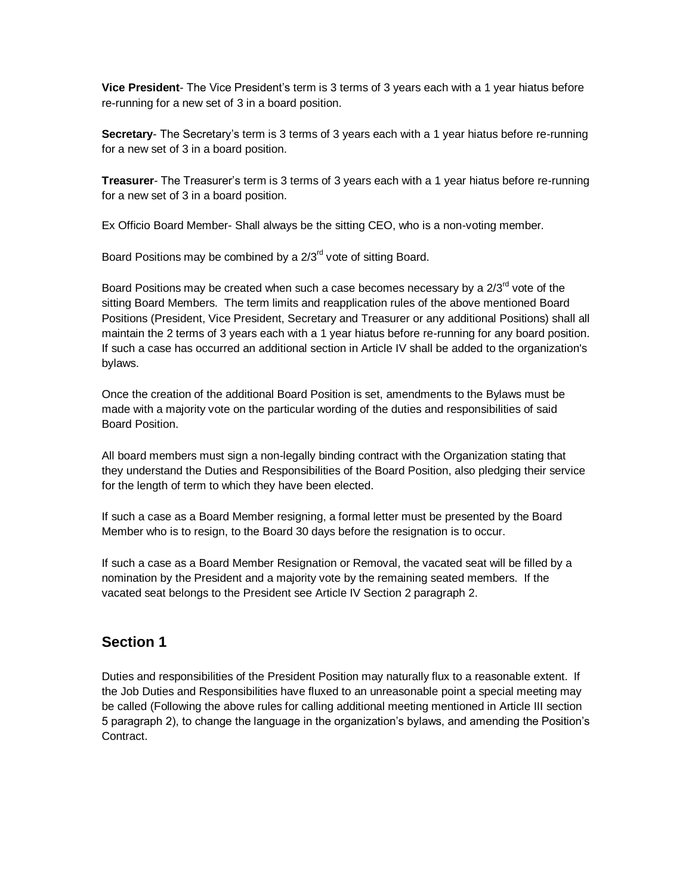**Vice President**- The Vice President's term is 3 terms of 3 years each with a 1 year hiatus before re-running for a new set of 3 in a board position.

**Secretary**- The Secretary's term is 3 terms of 3 years each with a 1 year hiatus before re-running for a new set of 3 in a board position.

**Treasurer**- The Treasurer's term is 3 terms of 3 years each with a 1 year hiatus before re-running for a new set of 3 in a board position.

Ex Officio Board Member- Shall always be the sitting CEO, who is a non-voting member.

Board Positions may be combined by a 2/3rd vote of sitting Board.

Board Positions may be created when such a case becomes necessary by a 2/3rd vote of the sitting Board Members. The term limits and reapplication rules of the above mentioned Board Positions (President, Vice President, Secretary and Treasurer or any additional Positions) shall all maintain the 2 terms of 3 years each with a 1 year hiatus before re-running for any board position. If such a case has occurred an additional section in Article IV shall be added to the organization's bylaws.

Once the creation of the additional Board Position is set, amendments to the Bylaws must be made with a majority vote on the particular wording of the duties and responsibilities of said Board Position.

All board members must sign a non-legally binding contract with the Organization stating that they understand the Duties and Responsibilities of the Board Position, also pledging their service for the length of term to which they have been elected.

If such a case as a Board Member resigning, a formal letter must be presented by the Board Member who is to resign, to the Board 30 days before the resignation is to occur.

If such a case as a Board Member Resignation or Removal, the vacated seat will be filled by a nomination by the President and a majority vote by the remaining seated members. If the vacated seat belongs to the President see Article IV Section 2 paragraph 2.

## Section 1

Duties and responsibilities of the President Position may naturally flux to a reasonable extent. If the Job Duties and Responsibilities have fluxed to an unreasonable point a special meeting may be called (Following the above rules for calling additional meeting mentioned in Article III section 5 paragraph 2), to change the language in the organization's bylaws, and amending the Position's Contract.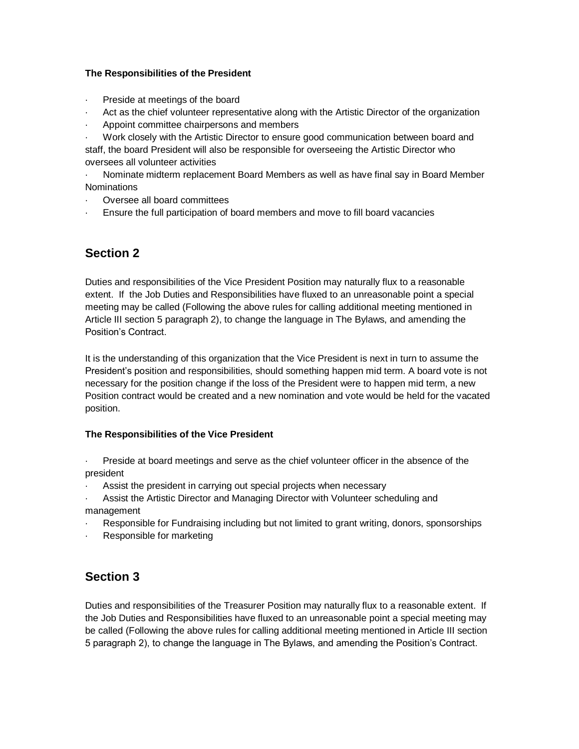**The Responsibilities of the President**

- Preside at meetings of the board
- Act as the chief volunteer representative along with the Artistic Director of the organization
- Appoint committee chairpersons and members
- Work closely with the Artistic Director to ensure good communication between board and staff, the board President will also be responsible for overseeing the Artistic Director who oversees all volunteer activities
- Nominate midterm replacement Board Members as well as have final say in Board Member Nominations
- Oversee all board committees
- Ensure the full participation of board members and move to fill board vacancies

## Section 2

Duties and responsibilities of the Vice President Position may naturally flux to a reasonable extent. If the Job Duties and Responsibilities have fluxed to an unreasonable point a special meeting may be called (Following the above rules for calling additional meeting mentioned in Article III section 5 paragraph 2), to change the language in The Bylaws, and amending the Position's Contract.

It is the understanding of this organization that the Vice President is next in turn to assume the President's position and responsibilities, should something happen mid term. A board vote is not necessary for the position change if the loss of the President were to happen mid term, a new Position contract would be created and a new nomination and vote would be held for the vacated position.

**The Responsibilities of the Vice President**

- Preside at board meetings and serve as the chief volunteer officer in the absence of the president
- Assist the president in carrying out special projects when necessary
- Assist the Artistic Director and Managing Director with Volunteer scheduling and management
- Responsible for Fundraising including but not limited to grant writing, donors, sponsorships
- Responsible for marketing

## Section 3

Duties and responsibilities of the Treasurer Position may naturally flux to a reasonable extent. If the Job Duties and Responsibilities have fluxed to an unreasonable point a special meeting may be called (Following the above rules for calling additional meeting mentioned in Article III section 5 paragraph 2), to change the language in The Bylaws, and amending the Position's Contract.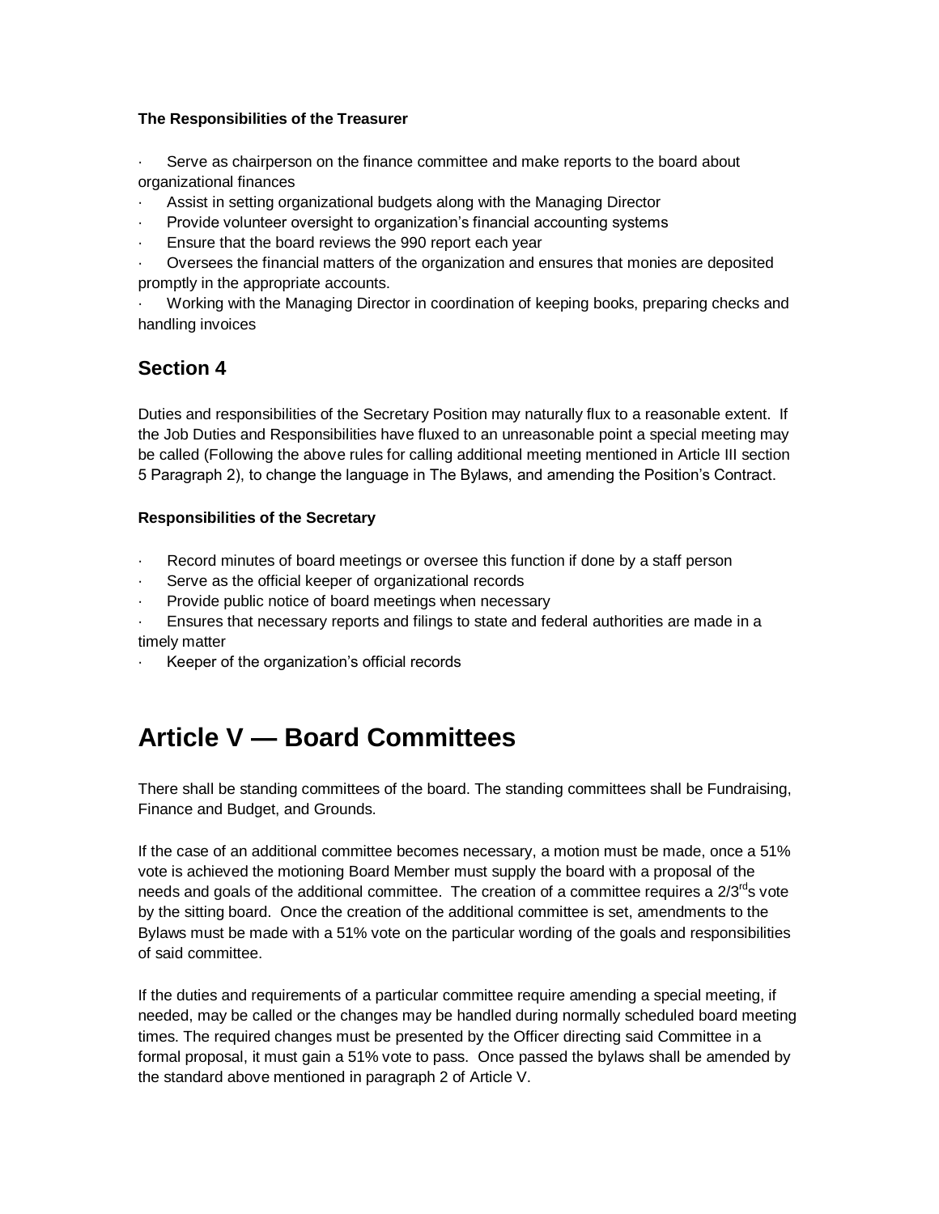**The Responsibilities of the Treasurer**

- Serve as chairperson on the finance committee and make reports to the board about organizational finances
- Assist in setting organizational budgets along with the Managing Director
- Provide volunteer oversight to organization's financial accounting systems
- Ensure that the board reviews the 990 report each year
- Oversees the financial matters of the organization and ensures that monies are deposited promptly in the appropriate accounts.
- Working with the Managing Director in coordination of keeping books, preparing checks and handling invoices

## Section 4

Duties and responsibilities of the Secretary Position may naturally flux to a reasonable extent. If the Job Duties and Responsibilities have fluxed to an unreasonable point a special meeting may be called (Following the above rules for calling additional meeting mentioned in Article III section 5 Paragraph 2), to change the language in The Bylaws, and amending the Position's Contract.

**Responsibilities of the Secretary**

- Record minutes of board meetings or oversee this function if done by a staff person
- Serve as the official keeper of organizational records
- Provide public notice of board meetings when necessary
- Ensures that necessary reports and filings to state and federal authorities are made in a timely matter
- Keeper of the organization's official records

# Article V — Board Committees

There shall be standing committees of the board. The standing committees shall be Fundraising, Finance and Budget, and Grounds.

If the case of an additional committee becomes necessary, a motion must be made, once a 51% vote is achieved the motioning Board Member must supply the board with a proposal of the needs and goals of the additional committee. The creation of a committee requires a 2/3rds vote by the sitting board. Once the creation of the additional committee is set, amendments to the Bylaws must be made with a 51% vote on the particular wording of the goals and responsibilities of said committee.

If the duties and requirements of a particular committee require amending a special meeting, if needed, may be called or the changes may be handled during normally scheduled board meeting times. The required changes must be presented by the Officer directing said Committee in a formal proposal, it must gain a 51% vote to pass. Once passed the bylaws shall be amended by the standard above mentioned in paragraph 2 of Article V.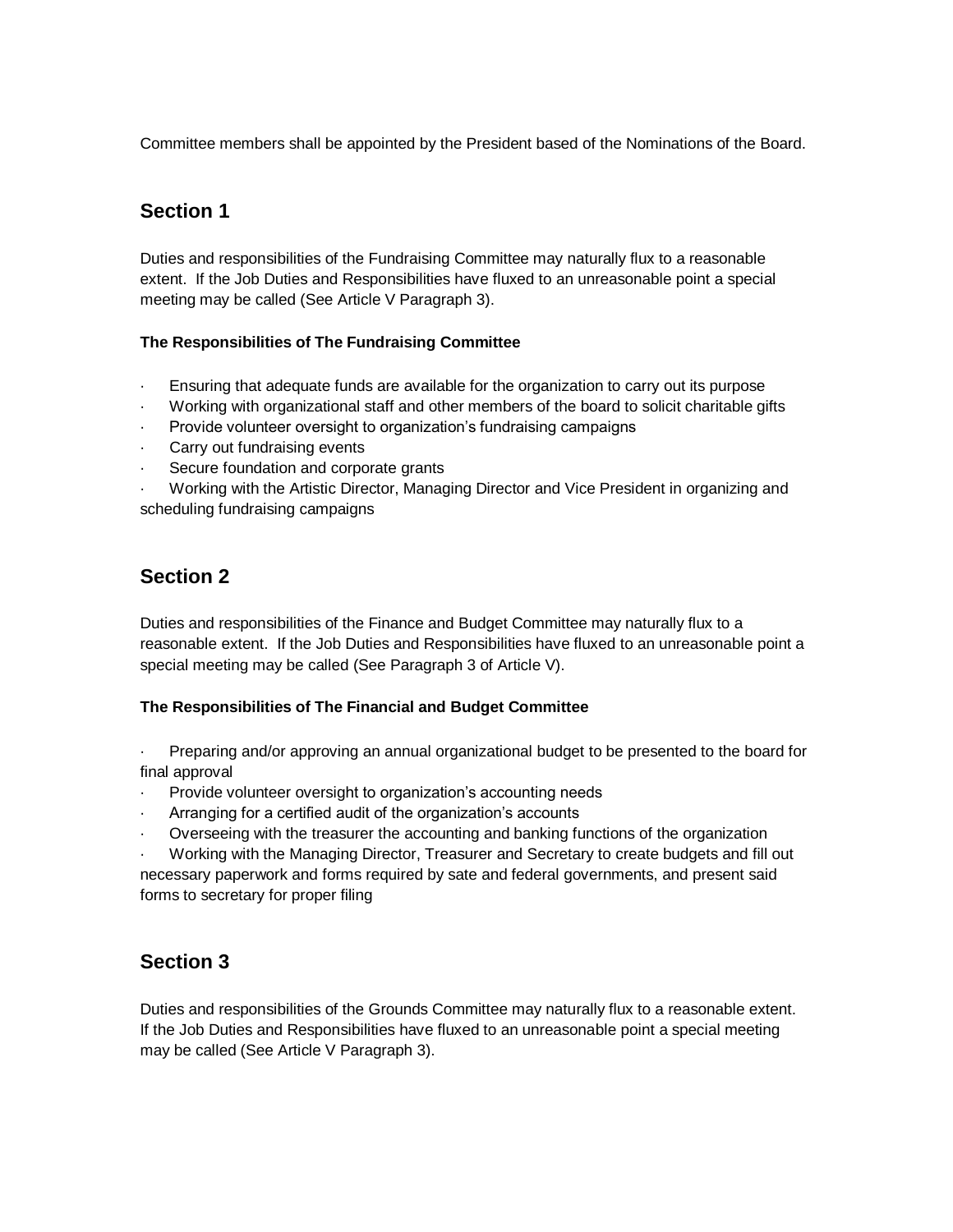Committee members shall be appointed by the President based of the Nominations of the Board.

## Section 1

Duties and responsibilities of the Fundraising Committee may naturally flux to a reasonable extent. If the Job Duties and Responsibilities have fluxed to an unreasonable point a special meeting may be called (See Article V Paragraph 3).

**The Responsibilities of The Fundraising Committee**

- Ensuring that adequate funds are available for the organization to carry out its purpose
- Working with organizational staff and other members of the board to solicit charitable gifts
- Provide volunteer oversight to organization's fundraising campaigns
- Carry out fundraising events
- Secure foundation and corporate grants
- Working with the Artistic Director, Managing Director and Vice President in organizing and scheduling fundraising campaigns

## Section 2

Duties and responsibilities of the Finance and Budget Committee may naturally flux to a reasonable extent. If the Job Duties and Responsibilities have fluxed to an unreasonable point a special meeting may be called (See Paragraph 3 of Article V).

**The Responsibilities of The Financial and Budget Committee**

- Preparing and/or approving an annual organizational budget to be presented to the board for final approval
- Provide volunteer oversight to organization's accounting needs
- Arranging for a certified audit of the organization's accounts
- Overseeing with the treasurer the accounting and banking functions of the organization
- Working with the Managing Director, Treasurer and Secretary to create budgets and fill out necessary paperwork and forms required by sate and federal governments, and present said forms to secretary for proper filing

## Section 3

Duties and responsibilities of the Grounds Committee may naturally flux to a reasonable extent. If the Job Duties and Responsibilities have fluxed to an unreasonable point a special meeting may be called (See Article V Paragraph 3).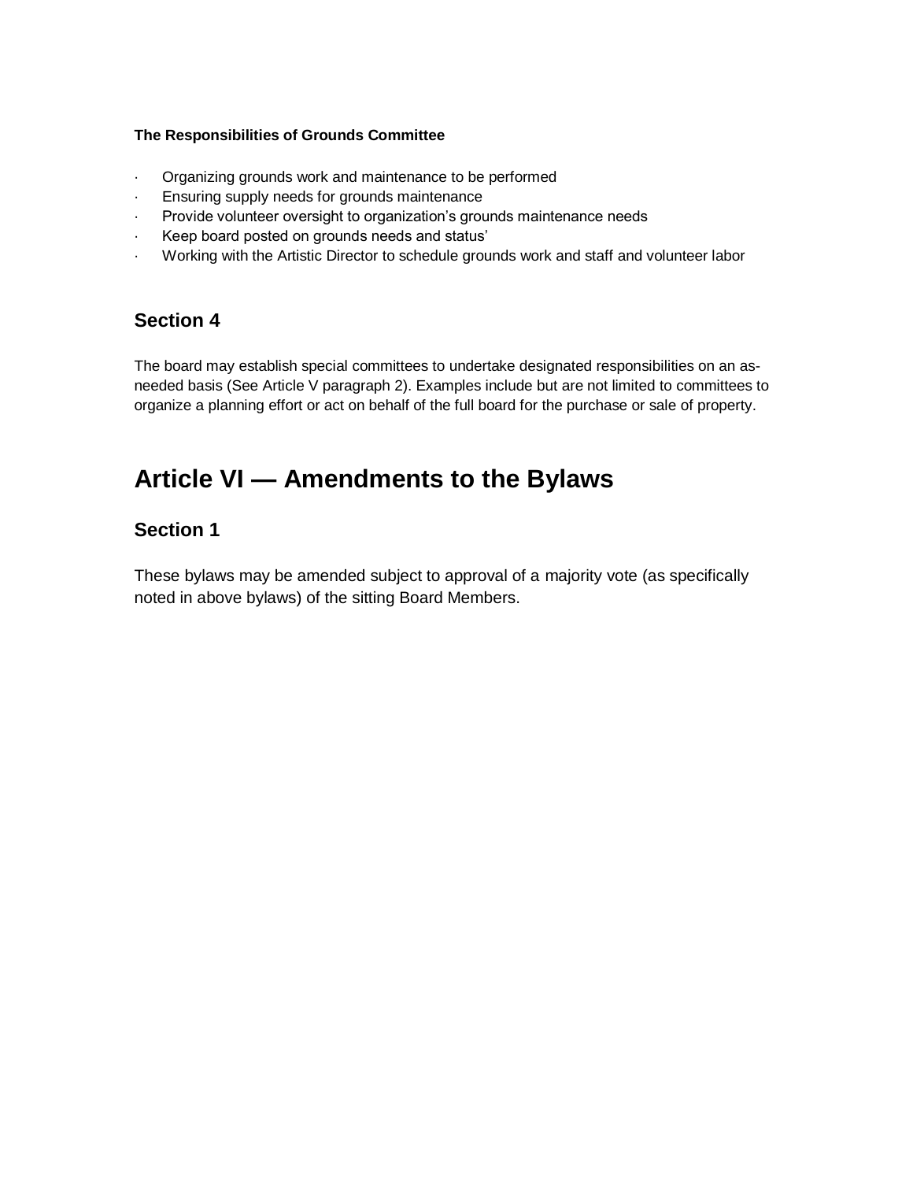**The Responsibilities of Grounds Committee**

- Organizing grounds work and maintenance to be performed
- Ensuring supply needs for grounds maintenance
- Provide volunteer oversight to organization’s grounds maintenance needs
- Keep board posted on grounds needs and status’
- Working with the Artistic Director to schedule grounds work and staff and volunteer labor

### Section 4

The board may establish special committees to undertake designated responsibilities on an as-needed basis (See Article V paragraph 2). Examples include but are not limited to committees to organize a planning effort or act on behalf of the full board for the purchase or sale of property.

## Article VI — Amendments to the Bylaws

### Section 1

These bylaws may be amended subject to approval of a majority vote (as specifically noted in above bylaws) of the sitting Board Members.